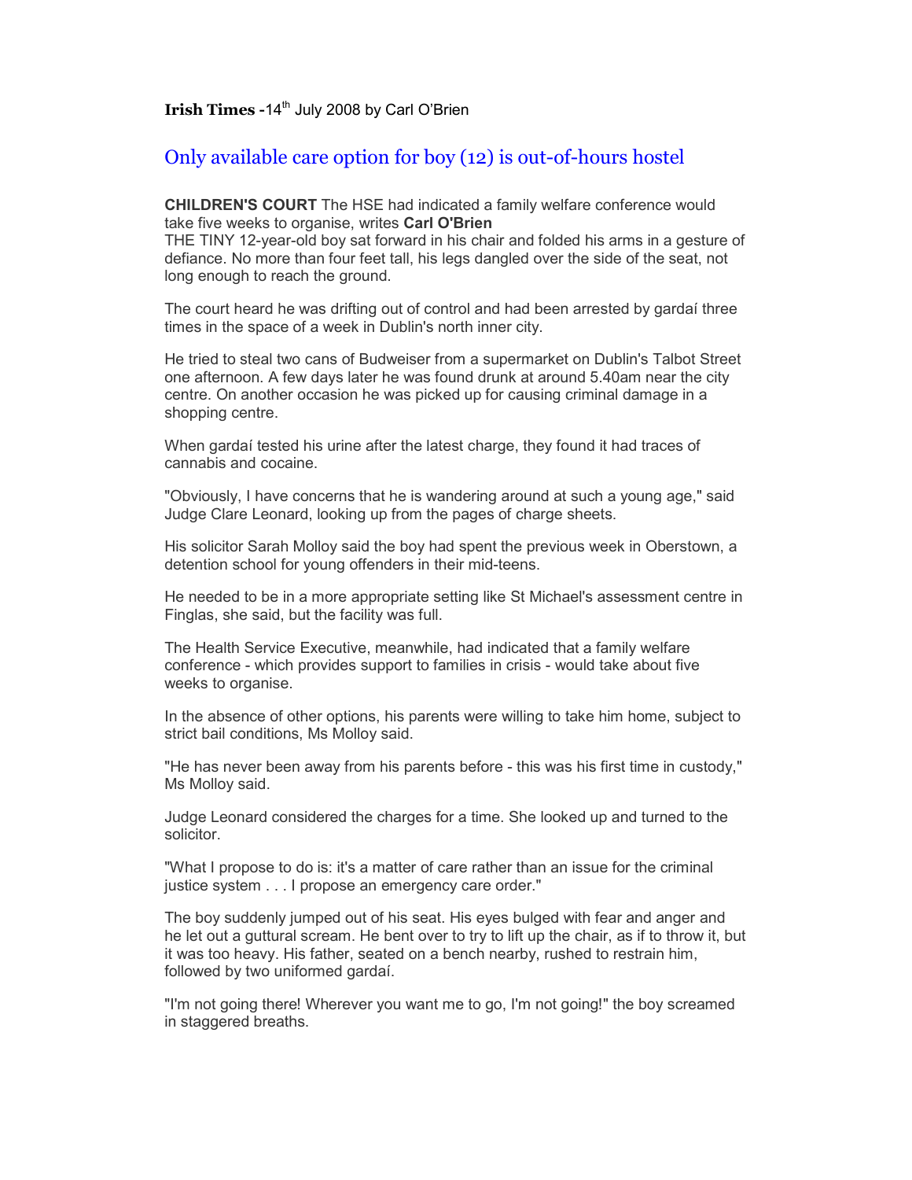**Irish Times -**14th July 2008 by Carl O'Brien

## Only available care option for boy (12) is out-of-hours hostel

**CHILDREN'S COURT** The HSE had indicated a family welfare conference would take five weeks to organise, writes **Carl O'Brien**

THE TINY 12-year-old boy sat forward in his chair and folded his arms in a gesture of defiance. No more than four feet tall, his legs dangled over the side of the seat, not long enough to reach the ground.

The court heard he was drifting out of control and had been arrested by gardaí three times in the space of a week in Dublin's north inner city.

He tried to steal two cans of Budweiser from a supermarket on Dublin's Talbot Street one afternoon. A few days later he was found drunk at around 5.40am near the city centre. On another occasion he was picked up for causing criminal damage in a shopping centre.

When gardaí tested his urine after the latest charge, they found it had traces of cannabis and cocaine.

"Obviously, I have concerns that he is wandering around at such a young age," said Judge Clare Leonard, looking up from the pages of charge sheets.

His solicitor Sarah Molloy said the boy had spent the previous week in Oberstown, a detention school for young offenders in their mid-teens.

He needed to be in a more appropriate setting like St Michael's assessment centre in Finglas, she said, but the facility was full.

The Health Service Executive, meanwhile, had indicated that a family welfare conference - which provides support to families in crisis - would take about five weeks to organise.

In the absence of other options, his parents were willing to take him home, subject to strict bail conditions, Ms Molloy said.

"He has never been away from his parents before - this was his first time in custody," Ms Molloy said.

Judge Leonard considered the charges for a time. She looked up and turned to the solicitor.

"What I propose to do is: it's a matter of care rather than an issue for the criminal justice system . . . I propose an emergency care order."

The boy suddenly jumped out of his seat. His eyes bulged with fear and anger and he let out a guttural scream. He bent over to try to lift up the chair, as if to throw it, but it was too heavy. His father, seated on a bench nearby, rushed to restrain him, followed by two uniformed gardaí.

"I'm not going there! Wherever you want me to go, I'm not going!" the boy screamed in staggered breaths.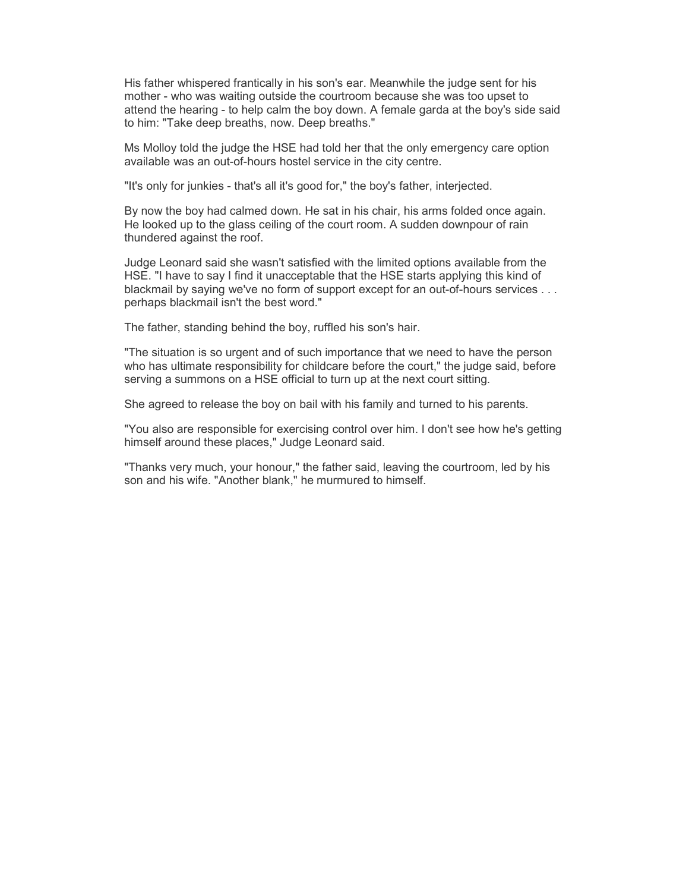His father whispered frantically in his son's ear. Meanwhile the judge sent for his mother - who was waiting outside the courtroom because she was too upset to attend the hearing - to help calm the boy down. A female garda at the boy's side said to him: "Take deep breaths, now. Deep breaths."

Ms Molloy told the judge the HSE had told her that the only emergency care option available was an out-of-hours hostel service in the city centre.

"It's only for junkies - that's all it's good for," the boy's father, interjected.

By now the boy had calmed down. He sat in his chair, his arms folded once again. He looked up to the glass ceiling of the court room. A sudden downpour of rain thundered against the roof.

Judge Leonard said she wasn't satisfied with the limited options available from the HSE. "I have to say I find it unacceptable that the HSE starts applying this kind of blackmail by saying we've no form of support except for an out-of-hours services . . . perhaps blackmail isn't the best word."

The father, standing behind the boy, ruffled his son's hair.

"The situation is so urgent and of such importance that we need to have the person who has ultimate responsibility for childcare before the court," the judge said, before serving a summons on a HSE official to turn up at the next court sitting.

She agreed to release the boy on bail with his family and turned to his parents.

"You also are responsible for exercising control over him. I don't see how he's getting himself around these places," Judge Leonard said.

"Thanks very much, your honour," the father said, leaving the courtroom, led by his son and his wife. "Another blank," he murmured to himself.